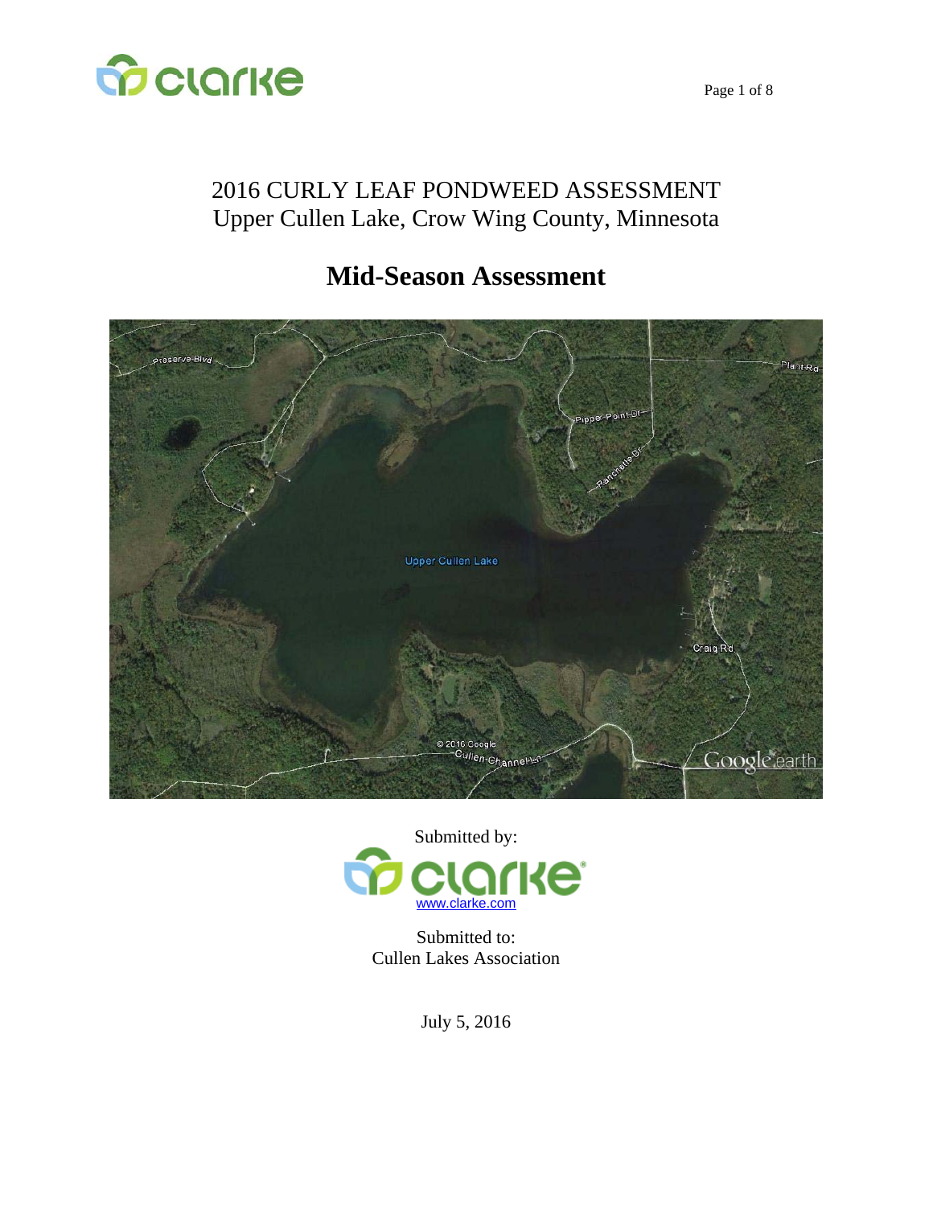# 2016 CURLY LEAF PONDWEED ASSESSMENT
## Upper Cullen Lake, Crow Wing County, Minnesota

# Mid-Season Assessment

Submitted by:

clarke

www.clarke.com

Submitted to:
Cullen Lakes Association

July 5, 2016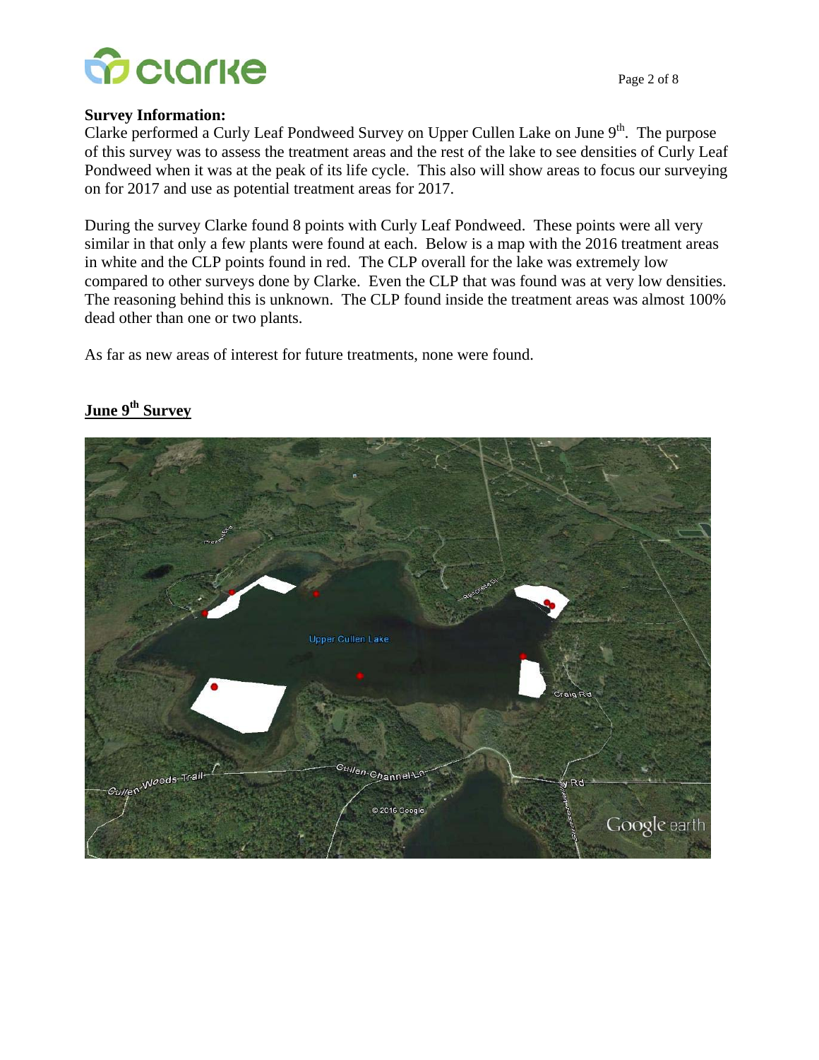**Survey Information:**

Clarke performed a Curly Leaf Pondweed Survey on Upper Cullen Lake on June 9th. The purpose of this survey was to assess the treatment areas and the rest of the lake to see densities of Curly Leaf Pondweed when it was at the peak of its life cycle. This also will show areas to focus our surveying on for 2017 and use as potential treatment areas for 2017.

During the survey Clarke found 8 points with Curly Leaf Pondweed. These points were all very similar in that only a few plants were found at each. Below is a map with the 2016 treatment areas in white and the CLP points found in red. The CLP overall for the lake was extremely low compared to other surveys done by Clarke. Even the CLP that was found was at very low densities. The reasoning behind this is unknown. The CLP found inside the treatment areas was almost 100% dead other than one or two plants.

As far as new areas of interest for future treatments, none were found.

## June 9th Survey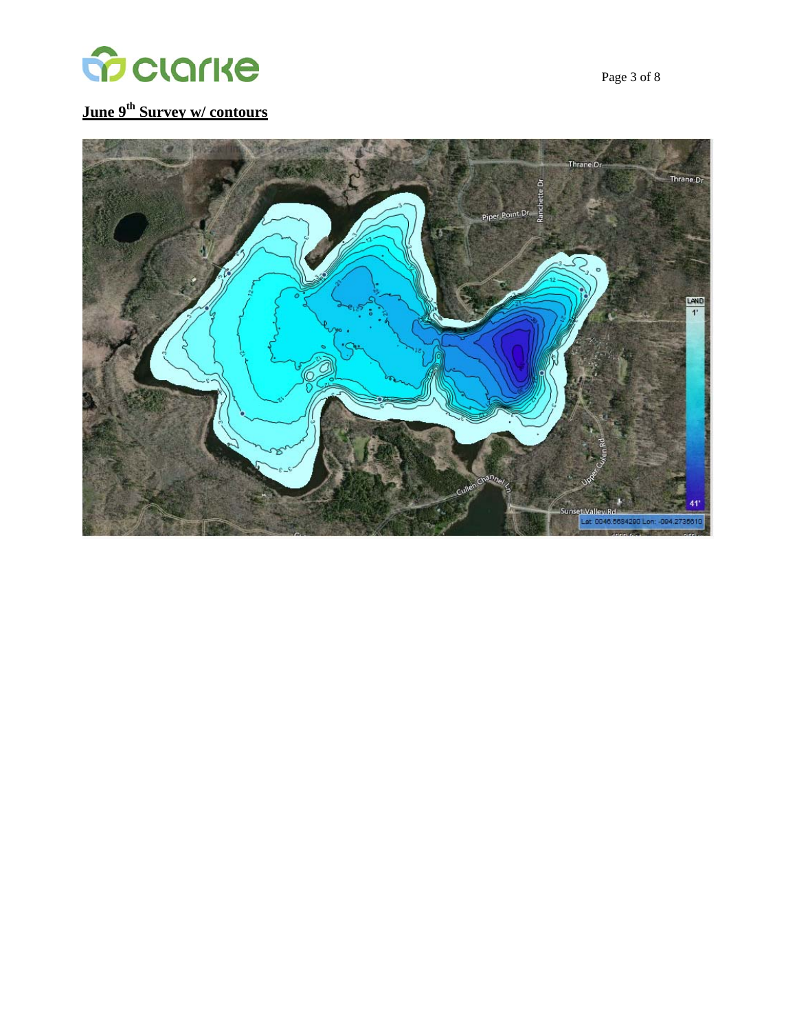## June 9[th] Survey w/ contours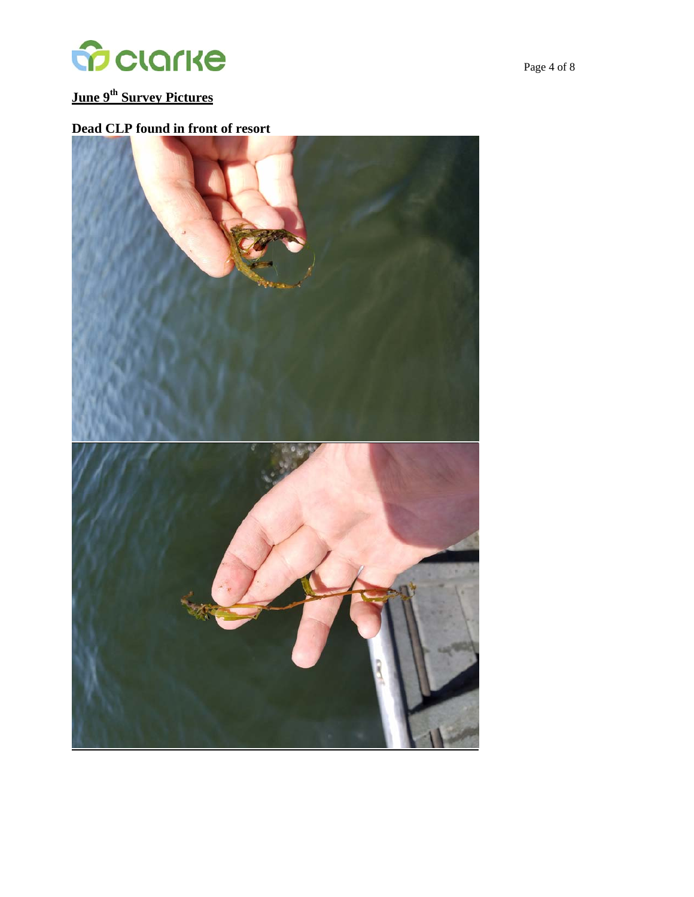## June 9th Survey Pictures

**Dead CLP found in front of resort**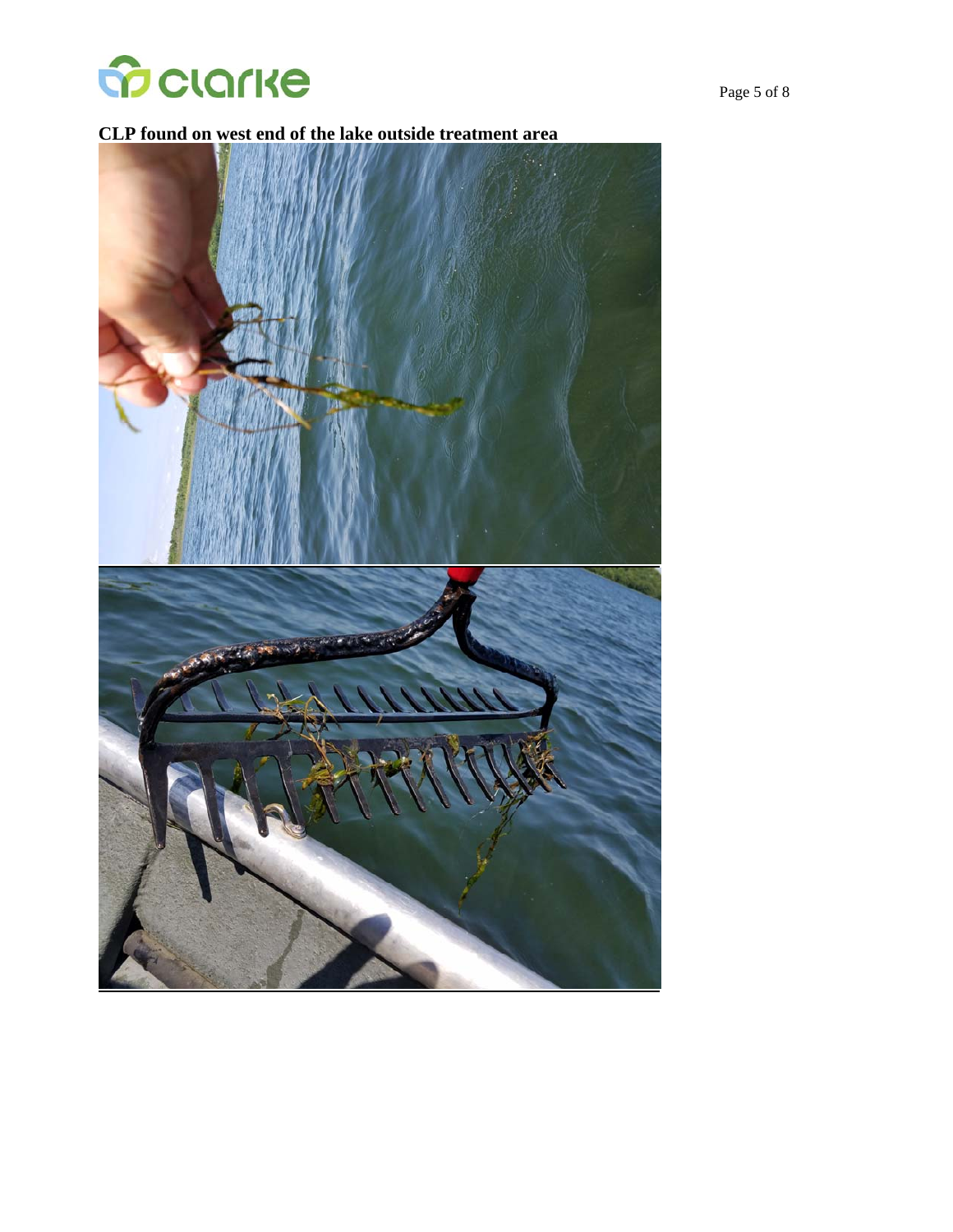**CLP found on west end of the lake outside treatment area**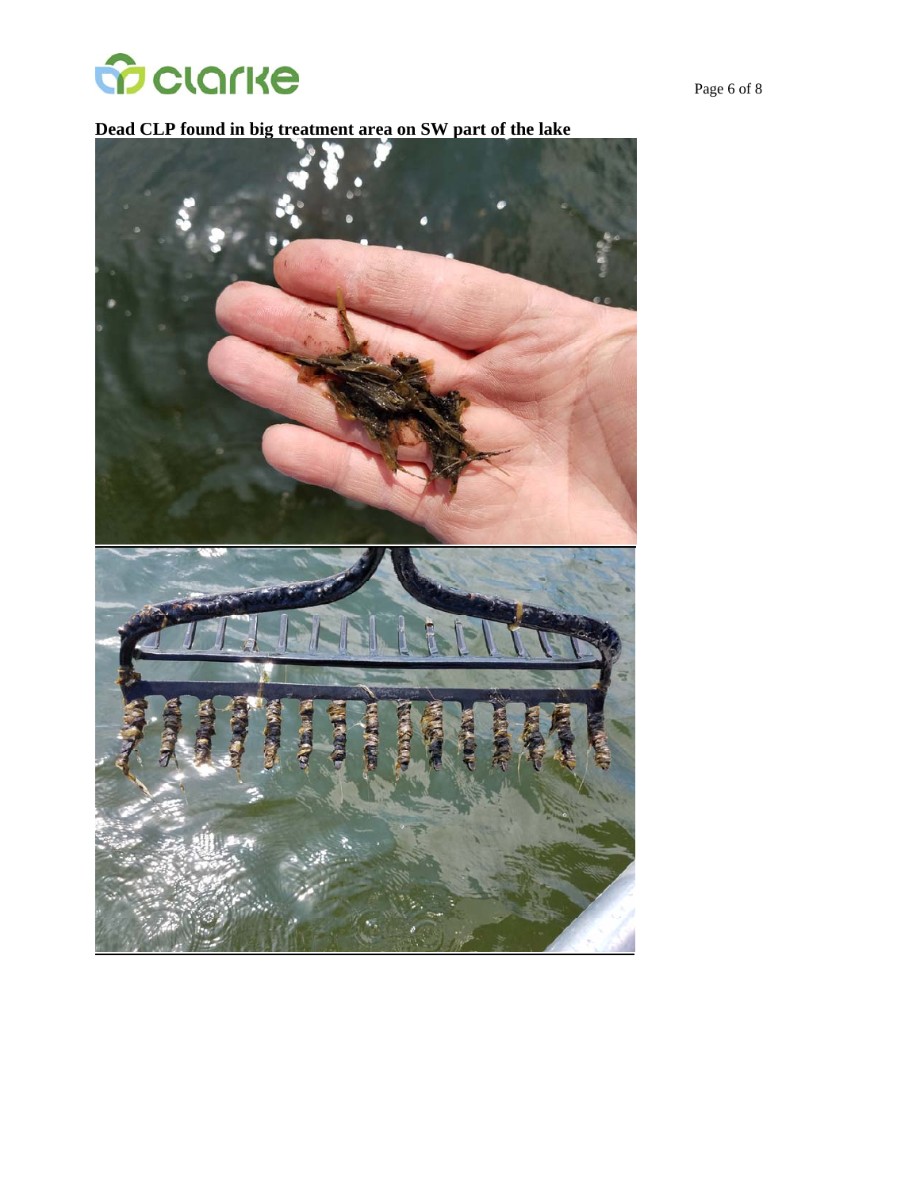**Dead CLP found in big treatment area on SW part of the lake**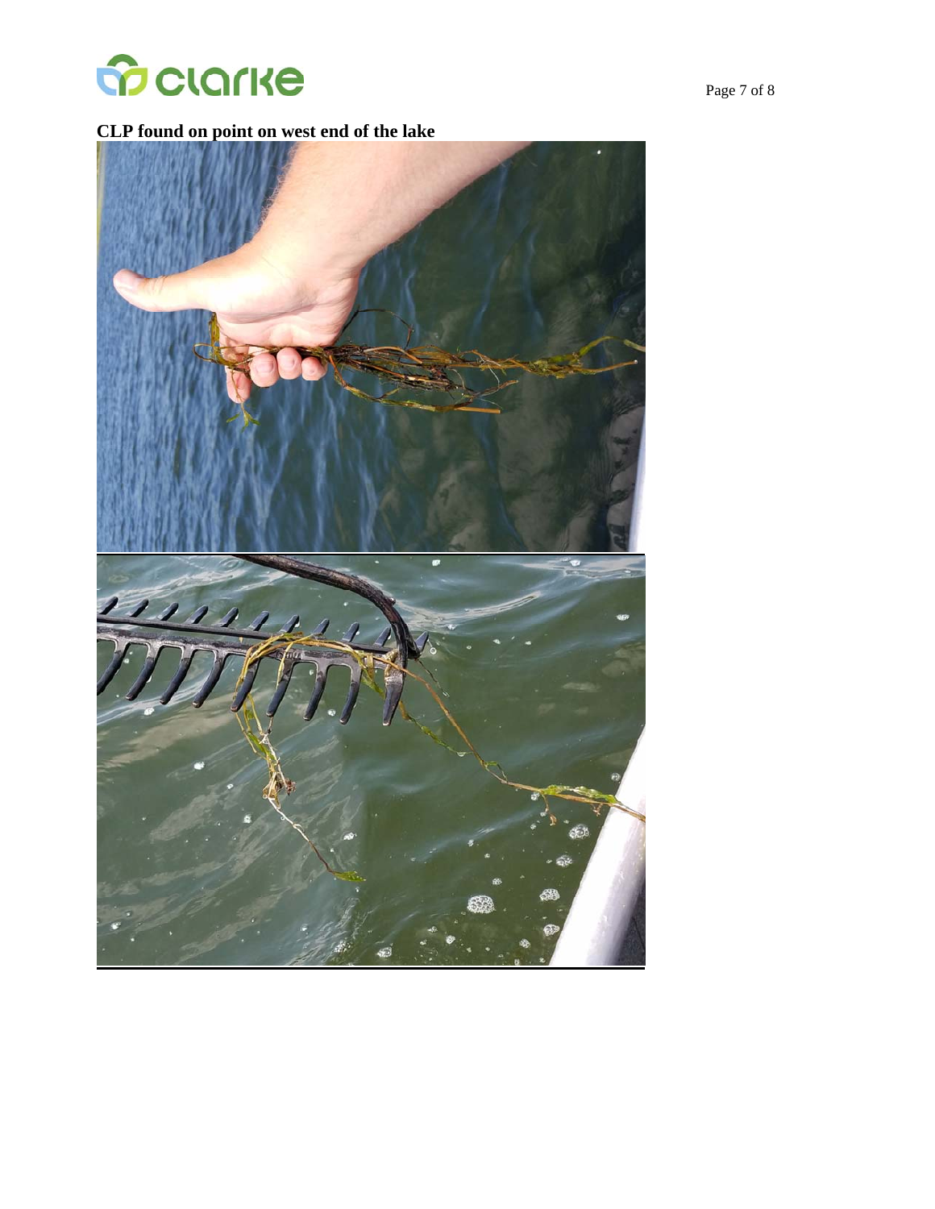**CLP found on point on west end of the lake**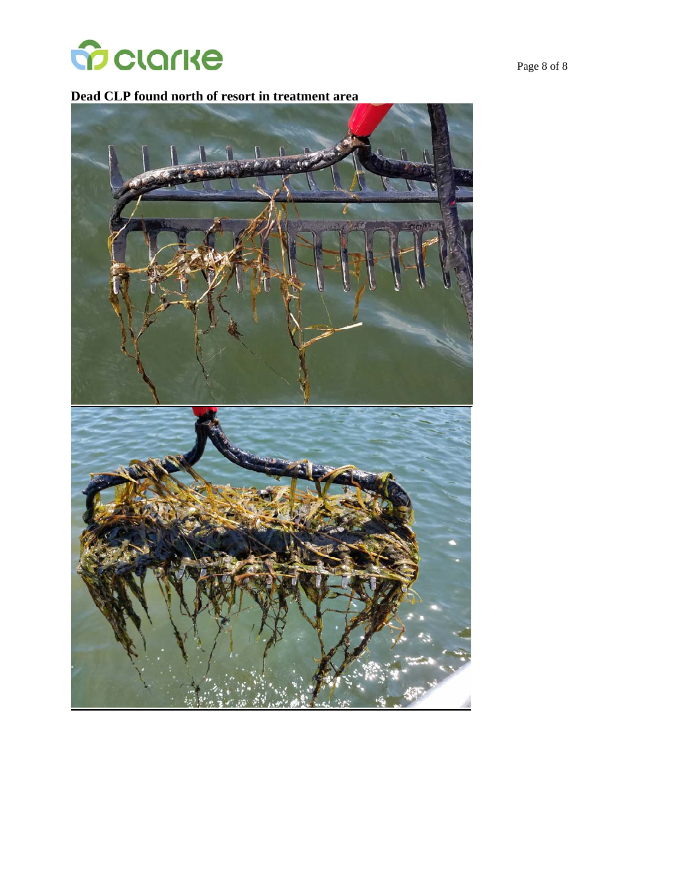**Dead CLP found north of resort in treatment area**